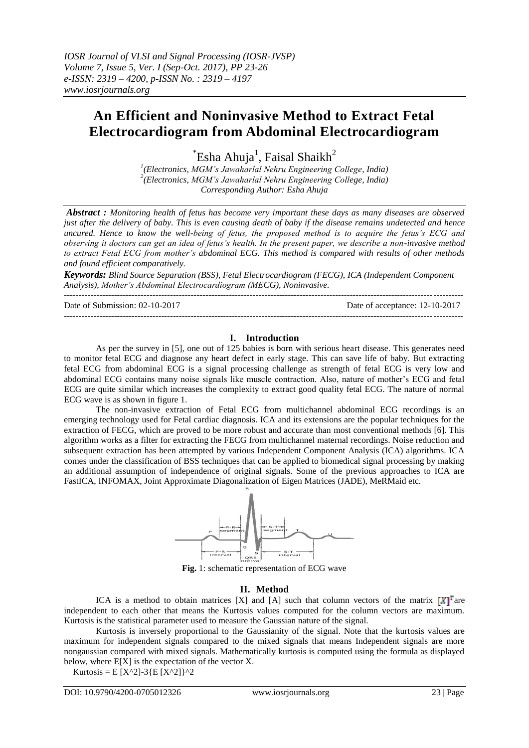# An Efficient and Noninvasive Method to Extract Fetal Electrocardiogram from Abdominal Electrocardiogram

*Esha Ahuja[1], Faisal Shaikh[2]

[1](Electronics, MGM's Jawaharlal Nehru Engineering College, India)
[2](Electronics, MGM's Jawaharlal Nehru Engineering College, India)
Corresponding Author: Esha Ahuja

***Abstract :*** *Monitoring health of fetus has become very important these days as many diseases are observed just after the delivery of baby. This is even causing death of baby if the disease remains undetected and hence uncured. Hence to know the well-being of fetus, the proposed method is to acquire the fetus's ECG and observing it doctors can get an idea of fetus's health. In the present paper, we describe a non-invasive method to extract Fetal ECG from mother's abdominal ECG. This method is compared with results of other methods and found efficient comparatively.*

***Keywords:*** *Blind Source Separation (BSS), Fetal Electrocardiogram (FECG), ICA (Independent Component Analysis), Mother's Abdominal Electrocardiogram (MECG), Noninvasive.*

Date of Submission: 02-10-2017 Date of acceptance: 12-10-2017

## I. Introduction

As per the survey in [5], one out of 125 babies is born with serious heart disease. This generates need to monitor fetal ECG and diagnose any heart defect in early stage. This can save life of baby. But extracting fetal ECG from abdominal ECG is a signal processing challenge as strength of fetal ECG is very low and abdominal ECG contains many noise signals like muscle contraction. Also, nature of mother's ECG and fetal ECG are quite similar which increases the complexity to extract good quality fetal ECG. The nature of normal ECG wave is as shown in figure 1.

The non-invasive extraction of Fetal ECG from multichannel abdominal ECG recordings is an emerging technology used for Fetal cardiac diagnosis. ICA and its extensions are the popular techniques for the extraction of FECG, which are proved to be more robust and accurate than most conventional methods [6]. This algorithm works as a filter for extracting the FECG from multichannel maternal recordings. Noise reduction and subsequent extraction has been attempted by various Independent Component Analysis (ICA) algorithms. ICA comes under the classification of BSS techniques that can be applied to biomedical signal processing by making an additional assumption of independence of original signals. Some of the previous approaches to ICA are FastICA, INFOMAX, Joint Approximate Diagonalization of Eigen Matrices (JADE), MeRMaid etc.

**Fig.** 1: schematic representation of ECG wave

## II. Method

ICA is a method to obtain matrices [X] and [A] such that column vectors of the matrix $[X]^T$ are independent to each other that means the Kurtosis values computed for the column vectors are maximum. Kurtosis is the statistical parameter used to measure the Gaussian nature of the signal.

Kurtosis is inversely proportional to the Gaussianity of the signal. Note that the kurtosis values are maximum for independent signals compared to the mixed signals that means Independent signals are more nongaussian compared with mixed signals. Mathematically kurtosis is computed using the formula as displayed below, where E[X] is the expectation of the vector X.

$$\text{Kurtosis} = E[X^2] - 3\{E[X^2]\}^2$$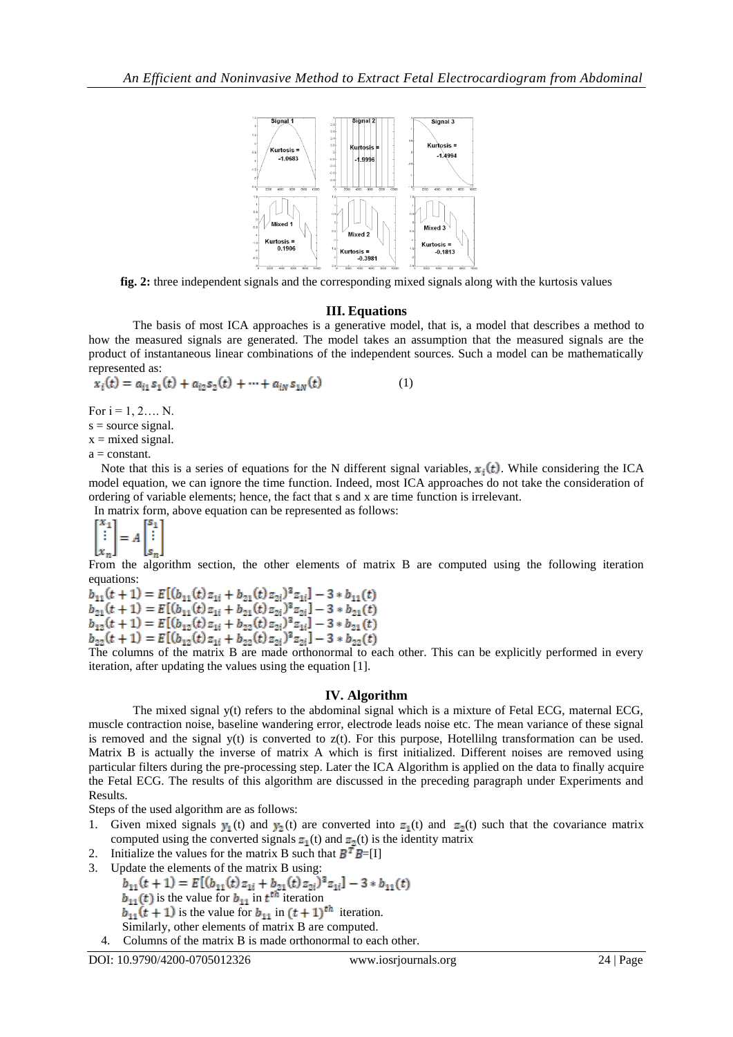**fig. 2:** three independent signals and the corresponding mixed signals along with the kurtosis values

## III. Equations

The basis of most ICA approaches is a generative model, that is, a model that describes a method to how the measured signals are generated. The model takes an assumption that the measured signals are the product of instantaneous linear combinations of the independent sources. Such a model can be mathematically represented as:

$$x_i(t) = a_{i1}s_1(t) + a_{i2}s_2(t) + \cdots + a_{iN}s_{1N}(t) \qquad (1)$$

For i = 1, 2…. N.
s = source signal.
x = mixed signal.
a = constant.

Note that this is a series of equations for the N different signal variables, $x_i(t)$. While considering the ICA model equation, we can ignore the time function. Indeed, most ICA approaches do not take the consideration of ordering of variable elements; hence, the fact that s and x are time function is irrelevant.

In matrix form, above equation can be represented as follows:

$$\begin{bmatrix} x_1 \\ \vdots \\ x_n \end{bmatrix} = A \begin{bmatrix} s_1 \\ \vdots \\ s_n \end{bmatrix}$$

From the algorithm section, the other elements of matrix B are computed using the following iteration equations:

$$b_{11}(t+1) = E[(b_{11}(t)z_{1i} + b_{21}(t)z_{2i})^3 z_{1i}] - 3 * b_{11}(t)$$
$$b_{21}(t+1) = E[(b_{11}(t)z_{1i} + b_{21}(t)z_{2i})^3 z_{2i}] - 3 * b_{21}(t)$$
$$b_{12}(t+1) = E[(b_{12}(t)z_{1i} + b_{22}(t)z_{2i})^3 z_{1i}] - 3 * b_{21}(t)$$
$$b_{22}(t+1) = E[(b_{12}(t)z_{1i} + b_{22}(t)z_{2i})^3 z_{2i}] - 3 * b_{22}(t)$$

The columns of the matrix B are made orthonormal to each other. This can be explicitly performed in every iteration, after updating the values using the equation [1].

## IV. Algorithm

The mixed signal y(t) refers to the abdominal signal which is a mixture of Fetal ECG, maternal ECG, muscle contraction noise, baseline wandering error, electrode leads noise etc. The mean variance of these signal is removed and the signal y(t) is converted to z(t). For this purpose, Hotellilng transformation can be used. Matrix B is actually the inverse of matrix A which is first initialized. Different noises are removed using particular filters during the pre-processing step. Later the ICA Algorithm is applied on the data to finally acquire the Fetal ECG. The results of this algorithm are discussed in the preceding paragraph under Experiments and Results.

Steps of the used algorithm are as follows:

1. Given mixed signals $y_1$(t) and $y_2$(t) are converted into $z_1$(t) and $z_2$(t) such that the covariance matrix computed using the converted signals $z_1$(t) and $z_2$(t) is the identity matrix
2. Initialize the values for the matrix B such that $B^T B$=[I]
3. Update the elements of the matrix B using:
   $$b_{11}(t+1) = E[(b_{11}(t)z_{1i} + b_{21}(t)z_{2i})^3 z_{1i}] - 3 * b_{11}(t)$$
   $b_{11}(t)$ is the value for $b_{11}$ in $t^{th}$ iteration
   $b_{11}(t+1)$ is the value for $b_{11}$ in $(t+1)^{th}$ iteration.
   Similarly, other elements of matrix B are computed.
4. Columns of the matrix B is made orthonormal to each other.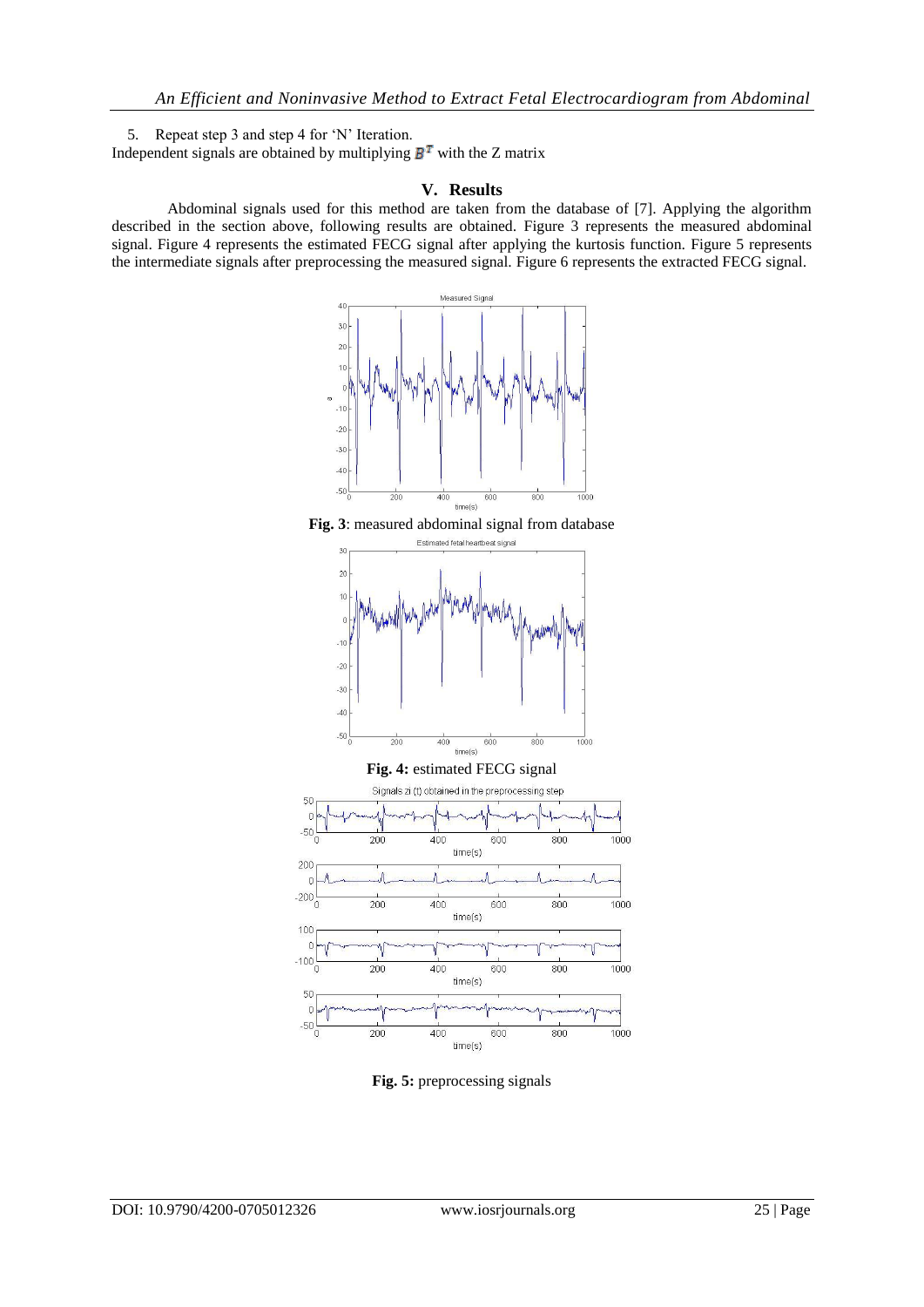5. Repeat step 3 and step 4 for 'N' Iteration.

Independent signals are obtained by multiplying $B^T$ with the Z matrix

## V. Results

Abdominal signals used for this method are taken from the database of [7]. Applying the algorithm described in the section above, following results are obtained. Figure 3 represents the measured abdominal signal. Figure 4 represents the estimated FECG signal after applying the kurtosis function. Figure 5 represents the intermediate signals after preprocessing the measured signal. Figure 6 represents the extracted FECG signal.

**Fig. 3**: measured abdominal signal from database

**Fig. 4:** estimated FECG signal

**Fig. 5:** preprocessing signals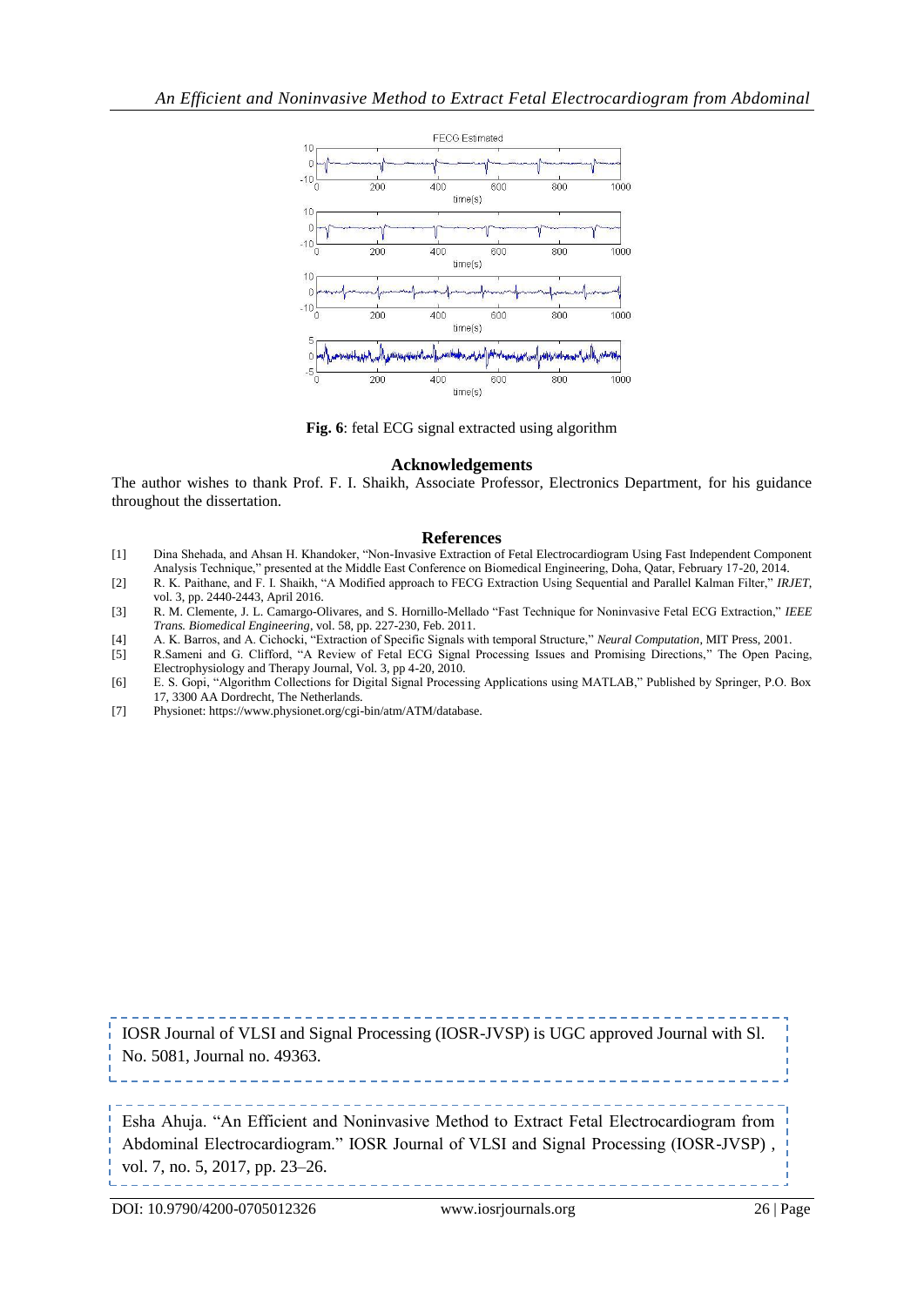FECG Estimated

10
0
-10
0 200 400 600 800 1000
time(s)

10
0
-10
0 200 400 600 800 1000
time(s)

10
0
-10
0 200 400 600 800 1000
time(s)

5
0
-5
0 200 400 600 800 1000
time(s)

**Fig. 6**: fetal ECG signal extracted using algorithm

## Acknowledgements

The author wishes to thank Prof. F. I. Shaikh, Associate Professor, Electronics Department, for his guidance throughout the dissertation.

## References

[1] Dina Shehada, and Ahsan H. Khandoker, "Non-Invasive Extraction of Fetal Electrocardiogram Using Fast Independent Component Analysis Technique," presented at the Middle East Conference on Biomedical Engineering, Doha, Qatar, February 17-20, 2014.

[2] R. K. Paithane, and F. I. Shaikh, "A Modified approach to FECG Extraction Using Sequential and Parallel Kalman Filter," *IRJET*, vol. 3, pp. 2440-2443, April 2016.

[3] R. M. Clemente, J. L. Camargo-Olivares, and S. Hornillo-Mellado "Fast Technique for Noninvasive Fetal ECG Extraction," *IEEE Trans. Biomedical Engineering*, vol. 58, pp. 227-230, Feb. 2011.

[4] A. K. Barros, and A. Cichocki, "Extraction of Specific Signals with temporal Structure," *Neural Computation*, MIT Press, 2001.

[5] R.Sameni and G. Clifford, "A Review of Fetal ECG Signal Processing Issues and Promising Directions," The Open Pacing, Electrophysiology and Therapy Journal, Vol. 3, pp 4-20, 2010.

[6] E. S. Gopi, "Algorithm Collections for Digital Signal Processing Applications using MATLAB," Published by Springer, P.O. Box 17, 3300 AA Dordrecht, The Netherlands.

[7] Physionet: https://www.physionet.org/cgi-bin/atm/ATM/database.

IOSR Journal of VLSI and Signal Processing (IOSR-JVSP) is UGC approved Journal with Sl. No. 5081, Journal no. 49363.

Esha Ahuja. "An Efficient and Noninvasive Method to Extract Fetal Electrocardiogram from Abdominal Electrocardiogram." IOSR Journal of VLSI and Signal Processing (IOSR-JVSP) , vol. 7, no. 5, 2017, pp. 23–26.